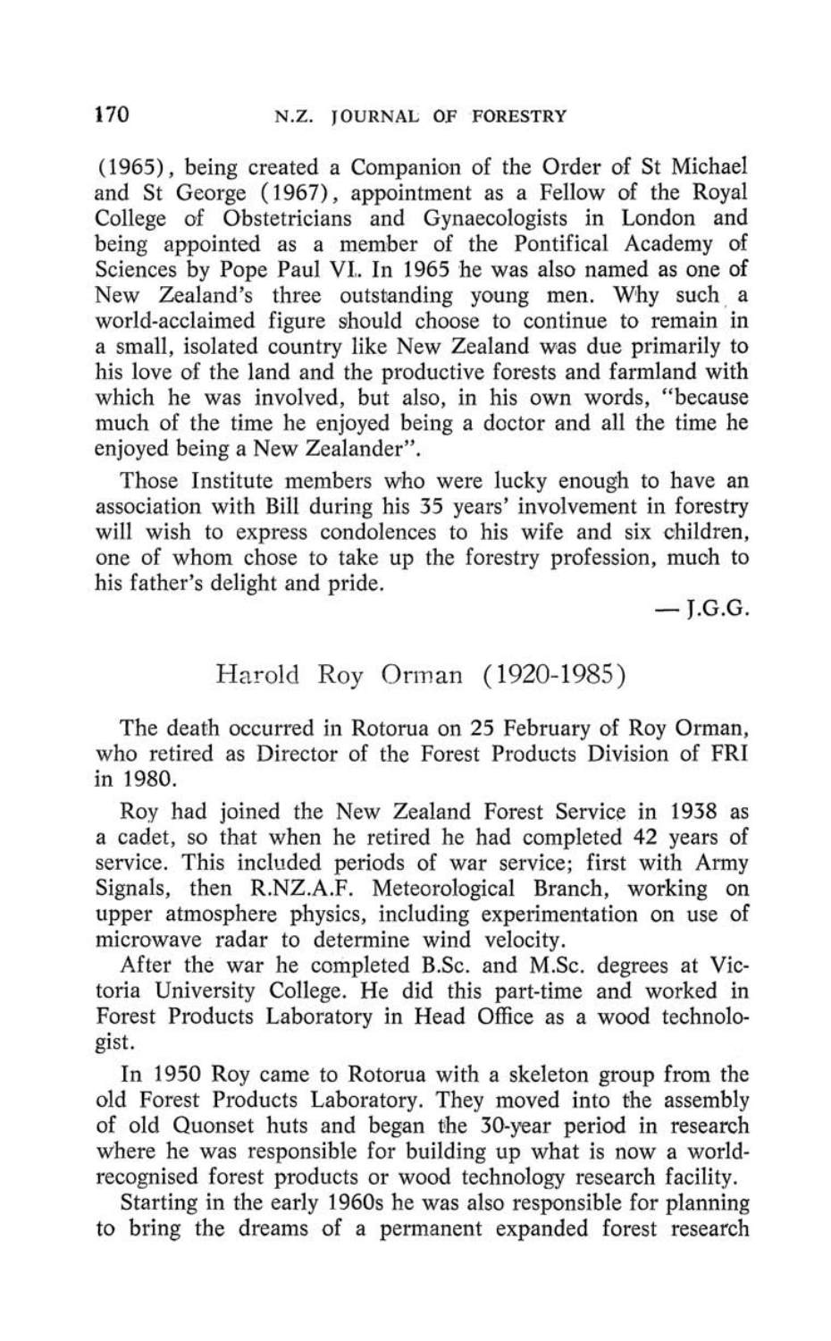(1965), being created a Companion of the Order of St Michael and St George (1967), appointment as a Fellow of the Royal College of Obstetricians and Gynaecologists in London and being appointed as a member of the Pontifical Academy of Sciences by Pope Paul VI. In 1965 he was also named as one of New Zealand's three outstanding young men. Why such a world-acclaimed figure should choose to continue to remain in a small, isolated country like New Zealand was due primarily to his love of the land and the productive forests and farmland with which he was involved, but also, in his own words, "because much of the time he enjoyed being a doctor and all the time he enjoyed being a New Zealander".

Those Institute members who were lucky enough to have an association with Bill during his 35 years' involvement in forestry will wish to express condolences to his wife and six children, one of whom chose to take up the forestry profession, much to his father's delight and pride.

— J.G.G.

## Harold Roy Orman (1920-1985)

The death occurred in Rotorua on 25 February of Roy Orman, who retired as Director of the Forest Products Division of FRI in 1980.

Roy had joined the New Zealand Forest Service in 1938 as a cadet, so that when he retired he had completed 42 years of service. This included periods of war service; first with Army Signals, then R.NZ.A.F. Meteorological Branch, working on upper atmosphere physics, including experimentation on use of microwave radar to determine wind velocity.

After the war he completed B.Sc. and M.Sc. degrees at Victoria University College. He did this part-time and worked in Forest Products Laboratory in Head Office as a wood technologist.

In 1950 Roy came to Rotorua with a skeleton group from the old Forest Products Laboratory. They moved into the assembly of old Quonset huts and began the 30-year period in research where he was responsible for building up what is now a world-recognised forest products or wood technology research facility.

Starting in the early 1960s he was also responsible for planning to bring the dreams of a permanent expanded forest research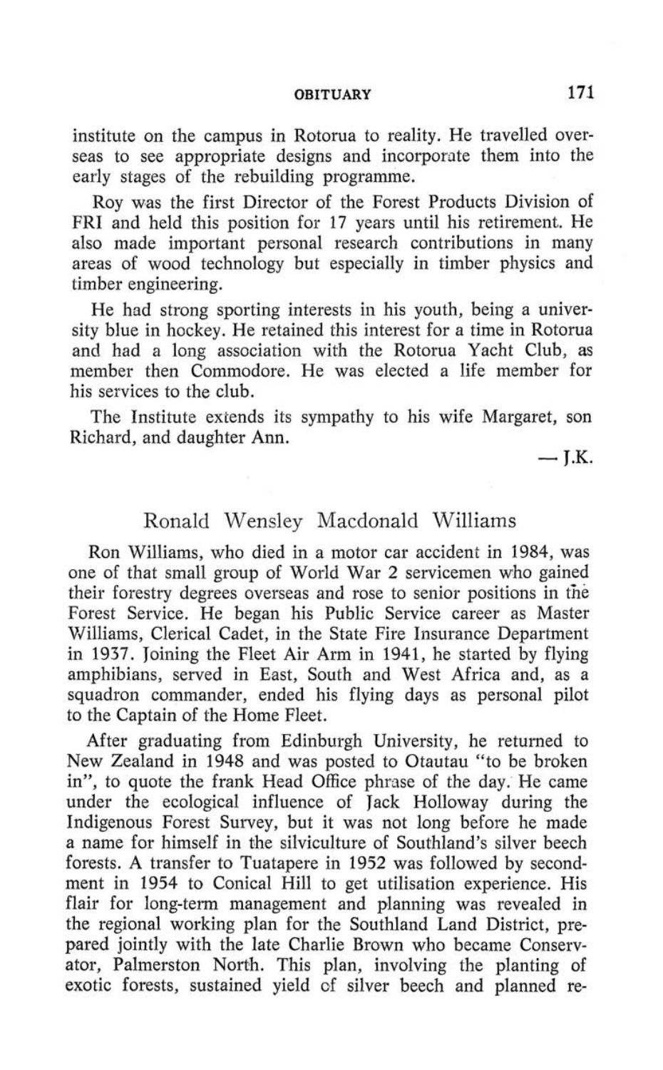institute on the campus in Rotorua to reality. He travelled overseas to see appropriate designs and incorporate them into the early stages of the rebuilding programme.

Roy was the first Director of the Forest Products Division of FRI and held this position for 17 years until his retirement. He also made important personal research contributions in many areas of wood technology but especially in timber physics and timber engineering.

He had strong sporting interests in his youth, being a university blue in hockey. He retained this interest for a time in Rotorua and had a long association with the Rotorua Yacht Club, as member then Commodore. He was elected a life member for his services to the club.

The Institute extends its sympathy to his wife Margaret, son Richard, and daughter Ann.

— J.K.

## Ronald Wensley Macdonald Williams

Ron Williams, who died in a motor car accident in 1984, was one of that small group of World War 2 servicemen who gained their forestry degrees overseas and rose to senior positions in the Forest Service. He began his Public Service career as Master Williams, Clerical Cadet, in the State Fire Insurance Department in 1937. Joining the Fleet Air Arm in 1941, he started by flying amphibians, served in East, South and West Africa and, as a squadron commander, ended his flying days as personal pilot to the Captain of the Home Fleet.

After graduating from Edinburgh University, he returned to New Zealand in 1948 and was posted to Otautau "to be broken in", to quote the frank Head Office phrase of the day. He came under the ecological influence of Jack Holloway during the Indigenous Forest Survey, but it was not long before he made a name for himself in the silviculture of Southland's silver beech forests. A transfer to Tuatapere in 1952 was followed by secondment in 1954 to Conical Hill to get utilisation experience. His flair for long-term management and planning was revealed in the regional working plan for the Southland Land District, prepared jointly with the late Charlie Brown who became Conservator, Palmerston North. This plan, involving the planting of exotic forests, sustained yield of silver beech and planned re-